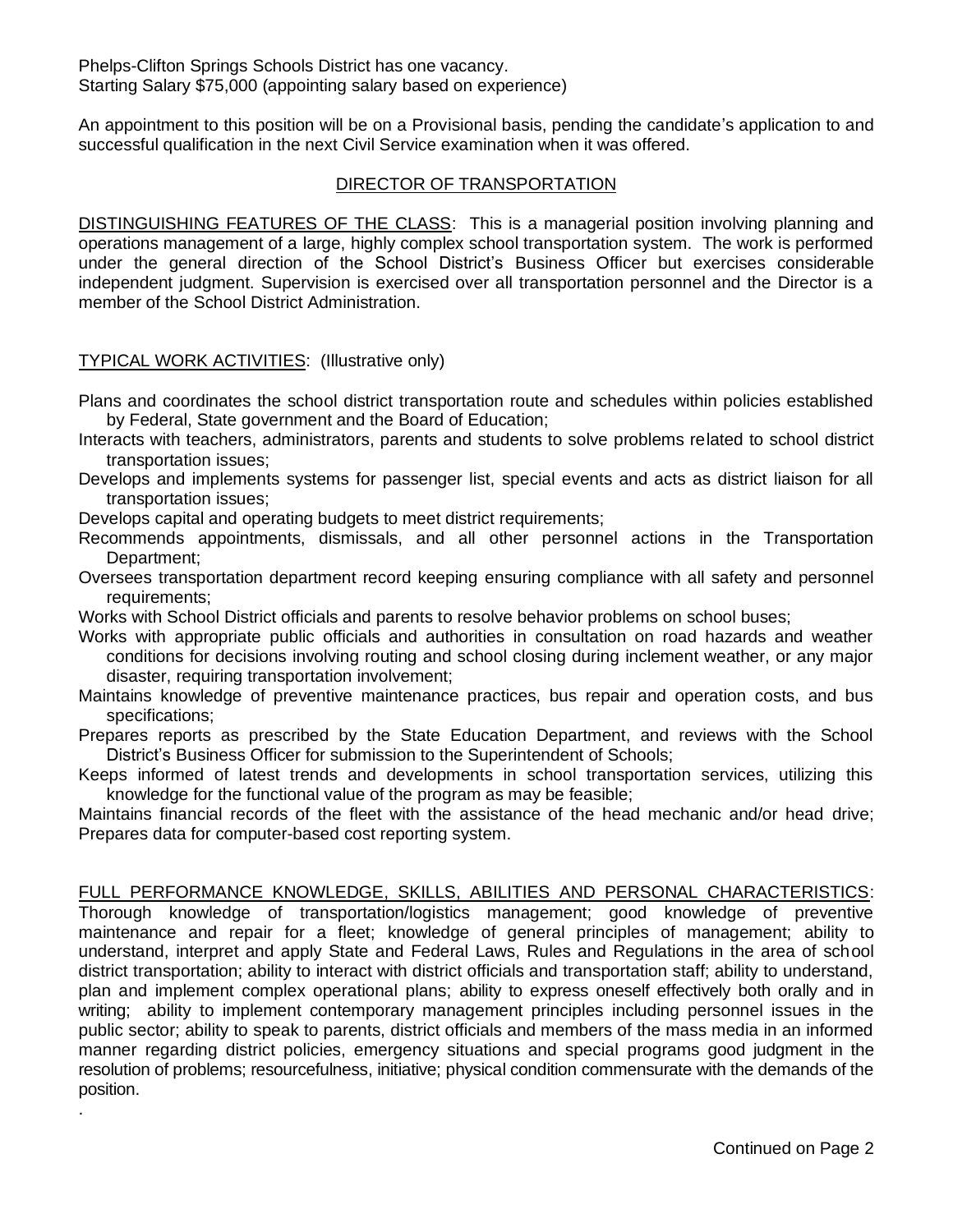Phelps-Clifton Springs Schools District has one vacancy.
Starting Salary $75,000 (appointing salary based on experience)

An appointment to this position will be on a Provisional basis, pending the candidate's application to and successful qualification in the next Civil Service examination when it was offered.

## DIRECTOR OF TRANSPORTATION

DISTINGUISHING FEATURES OF THE CLASS: This is a managerial position involving planning and operations management of a large, highly complex school transportation system. The work is performed under the general direction of the School District's Business Officer but exercises considerable independent judgment. Supervision is exercised over all transportation personnel and the Director is a member of the School District Administration.

TYPICAL WORK ACTIVITIES: (Illustrative only)

Plans and coordinates the school district transportation route and schedules within policies established by Federal, State government and the Board of Education;

Interacts with teachers, administrators, parents and students to solve problems related to school district transportation issues;

Develops and implements systems for passenger list, special events and acts as district liaison for all transportation issues;

Develops capital and operating budgets to meet district requirements;

Recommends appointments, dismissals, and all other personnel actions in the Transportation Department;

Oversees transportation department record keeping ensuring compliance with all safety and personnel requirements;

Works with School District officials and parents to resolve behavior problems on school buses;

Works with appropriate public officials and authorities in consultation on road hazards and weather conditions for decisions involving routing and school closing during inclement weather, or any major disaster, requiring transportation involvement;

Maintains knowledge of preventive maintenance practices, bus repair and operation costs, and bus specifications;

Prepares reports as prescribed by the State Education Department, and reviews with the School District's Business Officer for submission to the Superintendent of Schools;

Keeps informed of latest trends and developments in school transportation services, utilizing this knowledge for the functional value of the program as may be feasible;

Maintains financial records of the fleet with the assistance of the head mechanic and/or head drive;

Prepares data for computer-based cost reporting system.

FULL PERFORMANCE KNOWLEDGE, SKILLS, ABILITIES AND PERSONAL CHARACTERISTICS: Thorough knowledge of transportation/logistics management; good knowledge of preventive maintenance and repair for a fleet; knowledge of general principles of management; ability to understand, interpret and apply State and Federal Laws, Rules and Regulations in the area of school district transportation; ability to interact with district officials and transportation staff; ability to understand, plan and implement complex operational plans; ability to express oneself effectively both orally and in writing; ability to implement contemporary management principles including personnel issues in the public sector; ability to speak to parents, district officials and members of the mass media in an informed manner regarding district policies, emergency situations and special programs good judgment in the resolution of problems; resourcefulness, initiative; physical condition commensurate with the demands of the position.

.

Continued on Page 2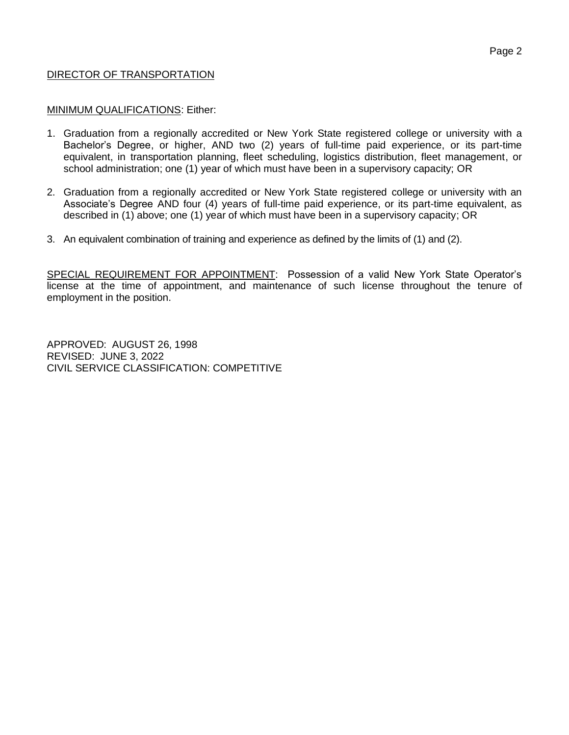DIRECTOR OF TRANSPORTATION

MINIMUM QUALIFICATIONS: Either:

1. Graduation from a regionally accredited or New York State registered college or university with a Bachelor's Degree, or higher, AND two (2) years of full-time paid experience, or its part-time equivalent, in transportation planning, fleet scheduling, logistics distribution, fleet management, or school administration; one (1) year of which must have been in a supervisory capacity; OR

2. Graduation from a regionally accredited or New York State registered college or university with an Associate's Degree AND four (4) years of full-time paid experience, or its part-time equivalent, as described in (1) above; one (1) year of which must have been in a supervisory capacity; OR

3. An equivalent combination of training and experience as defined by the limits of (1) and (2).

SPECIAL REQUIREMENT FOR APPOINTMENT: Possession of a valid New York State Operator's license at the time of appointment, and maintenance of such license throughout the tenure of employment in the position.

APPROVED: AUGUST 26, 1998
REVISED: JUNE 3, 2022
CIVIL SERVICE CLASSIFICATION: COMPETITIVE